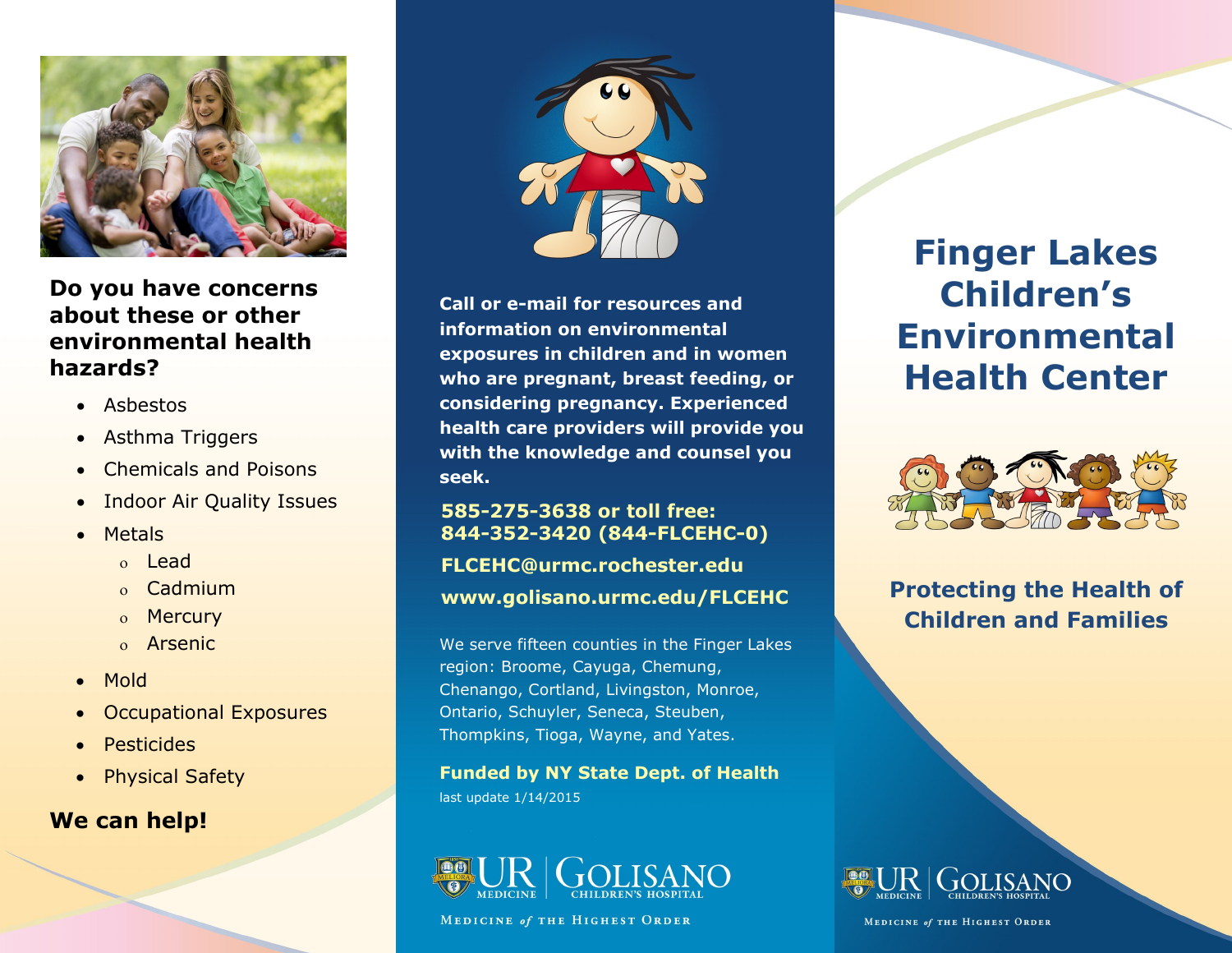**Do you have concerns about these or other environmental health hazards?**

- Asbestos
- Asthma Triggers
- Chemicals and Poisons
- Indoor Air Quality Issues
- Metals
    - Lead
    - Cadmium
    - Mercury
    - Arsenic
- Mold
- Occupational Exposures
- Pesticides
- Physical Safety

**We can help!**

**Call or e-mail for resources and information on environmental exposures in children and in women who are pregnant, breast feeding, or considering pregnancy. Experienced health care providers will provide you with the knowledge and counsel you seek.**

**585-275-3638 or toll free: 844-352-3420 (844-FLCEHC-0)**

**FLCEHC@urmc.rochester.edu**

**www.golisano.urmc.edu/FLCEHC**

We serve fifteen counties in the Finger Lakes region: Broome, Cayuga, Chemung, Chenango, Cortland, Livingston, Monroe, Ontario, Schuyler, Seneca, Steuben, Thompkins, Tioga, Wayne, and Yates.

**Funded by NY State Dept. of Health**

last update 1/14/2015

UR MEDICINE | GOLISANO CHILDREN'S HOSPITAL

MEDICINE *of* THE HIGHEST ORDER

# Finger Lakes Children's Environmental Health Center

## Protecting the Health of Children and Families

UR MEDICINE | GOLISANO CHILDREN'S HOSPITAL

MEDICINE *of* THE HIGHEST ORDER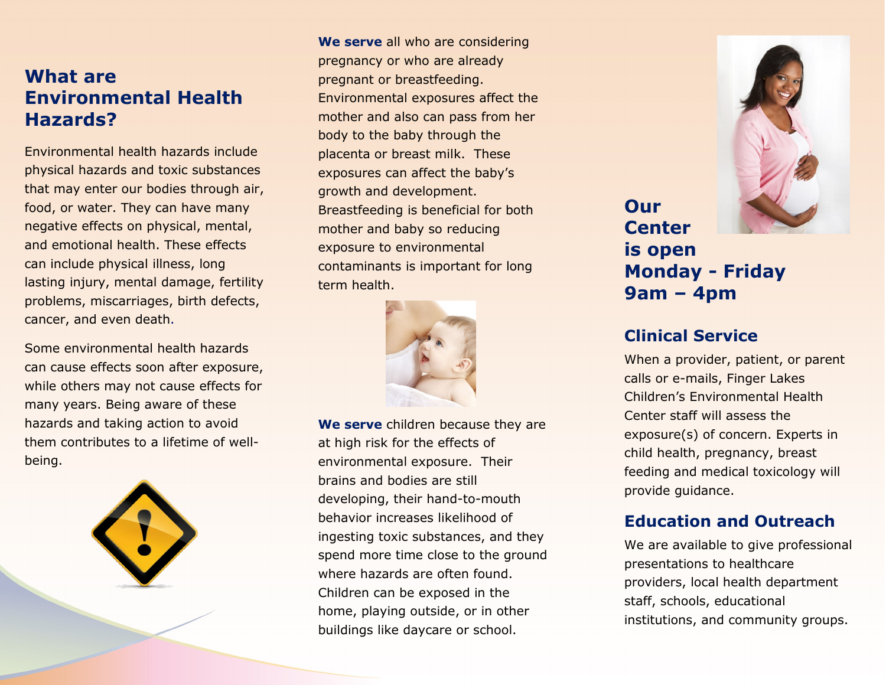## What are Environmental Health Hazards?

Environmental health hazards include physical hazards and toxic substances that may enter our bodies through air, food, or water. They can have many negative effects on physical, mental, and emotional health. These effects can include physical illness, long lasting injury, mental damage, fertility problems, miscarriages, birth defects, cancer, and even death.

Some environmental health hazards can cause effects soon after exposure, while others may not cause effects for many years. Being aware of these hazards and taking action to avoid them contributes to a lifetime of well-being.

**We serve** all who are considering pregnancy or who are already pregnant or breastfeeding. Environmental exposures affect the mother and also can pass from her body to the baby through the placenta or breast milk. These exposures can affect the baby's growth and development. Breastfeeding is beneficial for both mother and baby so reducing exposure to environmental contaminants is important for long term health.

**We serve** children because they are at high risk for the effects of environmental exposure. Their brains and bodies are still developing, their hand-to-mouth behavior increases likelihood of ingesting toxic substances, and they spend more time close to the ground where hazards are often found. Children can be exposed in the home, playing outside, or in other buildings like daycare or school.

## Our Center is open Monday - Friday 9am – 4pm

### Clinical Service

When a provider, patient, or parent calls or e-mails, Finger Lakes Children's Environmental Health Center staff will assess the exposure(s) of concern. Experts in child health, pregnancy, breast feeding and medical toxicology will provide guidance.

### Education and Outreach

We are available to give professional presentations to healthcare providers, local health department staff, schools, educational institutions, and community groups.